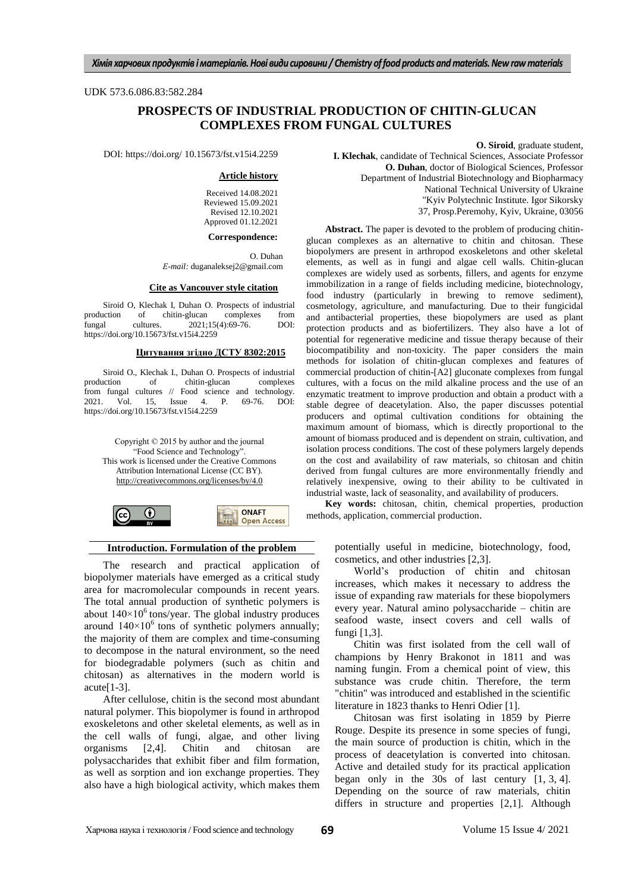UDK 573.6.086.83:582.284

# PROSPECTS OF INDUSTRIAL PRODUCTION OF CHITIN-GLUCAN COMPLEXES FROM FUNGAL CULTURES

DOI: https://doi.org/ 10.15673/fst.v15i4.2259

**O. Siroid**, graduate student,
**I. Klechak**, candidate of Technical Sciences, Associate Professor
**O. Duhan**, doctor of Biological Sciences, Professor
Department of Industrial Biotechnology and Biopharmacy
National Technical University of Ukraine
"Kyiv Polytechnic Institute. Igor Sikorsky
37, Prosp.Peremohy, Kyiv, Ukraine, 03056

**Article history**

Received 14.08.2021
Reviewed 15.09.2021
Revised 12.10.2021
Approved 01.12.2021

**Correspondence:**

O. Duhan
*E-mail:* duganaleksej2@gmail.com

**Cite as Vancouver style citation**

Siroid O, Klechak I, Duhan O. Prospects of industrial production of chitin-glucan complexes from fungal cultures. 2021;15(4):69-76. DOI: https://doi.org/10.15673/fst.v15i4.2259

**Цитування згідно ДСТУ 8302:2015**

Siroid O., Klechak I., Duhan O. Prospects of industrial production of chitin-glucan complexes from fungal cultures // Food science and technology. 2021. Vol. 15, Issue 4. P. 69-76. DOI: https://doi.org/10.15673/fst.v15i4.2259

Copyright © 2015 by author and the journal "Food Science and Technology".
This work is licensed under the Creative Commons Attribution International License (CC BY).
http://creativecommons.org/licenses/by/4.0

**Abstract.** The paper is devoted to the problem of producing chitin-glucan complexes as an alternative to chitin and chitosan. These biopolymers are present in arthropod exoskeletons and other skeletal elements, as well as in fungi and algae cell walls. Chitin-glucan complexes are widely used as sorbents, fillers, and agents for enzyme immobilization in a range of fields including medicine, biotechnology, food industry (particularly in brewing to remove sediment), cosmetology, agriculture, and manufacturing. Due to their fungicidal and antibacterial properties, these biopolymers are used as plant protection products and as biofertilizers. They also have a lot of potential for regenerative medicine and tissue therapy because of their biocompatibility and non-toxicity. The paper considers the main methods for isolation of chitin-glucan complexes and features of commercial production of chitin-[A2] gluconate complexes from fungal cultures, with a focus on the mild alkaline process and the use of an enzymatic treatment to improve production and obtain a product with a stable degree of deacetylation. Also, the paper discusses potential producers and optimal cultivation conditions for obtaining the maximum amount of biomass, which is directly proportional to the amount of biomass produced and is dependent on strain, cultivation, and isolation process conditions. The cost of these polymers largely depends on the cost and availability of raw materials, so chitosan and chitin derived from fungal cultures are more environmentally friendly and relatively inexpensive, owing to their ability to be cultivated in industrial waste, lack of seasonality, and availability of producers.

**Key words:** chitosan, chitin, chemical properties, production methods, application, commercial production.

## Introduction. Formulation of the problem

The research and practical application of biopolymer materials have emerged as a critical study area for macromolecular compounds in recent years. The total annual production of synthetic polymers is about $140\times10^6$ tons/year. The global industry produces around $140\times10^6$ tons of synthetic polymers annually; the majority of them are complex and time-consuming to decompose in the natural environment, so the need for biodegradable polymers (such as chitin and chitosan) as alternatives in the modern world is acute[1-3].

After cellulose, chitin is the second most abundant natural polymer. This biopolymer is found in arthropod exoskeletons and other skeletal elements, as well as in the cell walls of fungi, algae, and other living organisms [2,4]. Chitin and chitosan are polysaccharides that exhibit fiber and film formation, as well as sorption and ion exchange properties. They also have a high biological activity, which makes them potentially useful in medicine, biotechnology, food, cosmetics, and other industries [2,3].

World's production of chitin and chitosan increases, which makes it necessary to address the issue of expanding raw materials for these biopolymers every year. Natural amino polysaccharide – chitin are seafood waste, insect covers and cell walls of fungi [1,3].

Chitin was first isolated from the cell wall of champions by Henry Brakonot in 1811 and was naming fungin. From a chemical point of view, this substance was crude chitin. Therefore, the term "chitin" was introduced and established in the scientific literature in 1823 thanks to Henri Odier [1].

Chitosan was first isolating in 1859 by Pierre Rouge. Despite its presence in some species of fungi, the main source of production is chitin, which in the process of deacetylation is converted into chitosan. Active and detailed study for its practical application began only in the 30s of last century [1, 3, 4]. Depending on the source of raw materials, chitin differs in structure and properties [2,1]. Although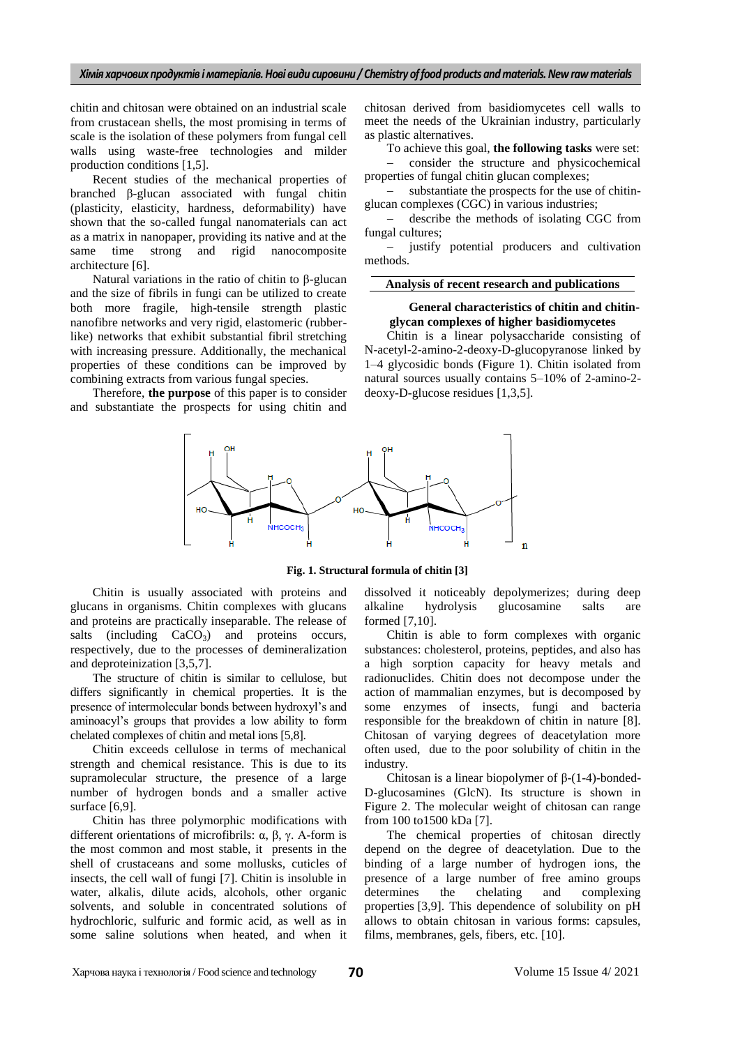chitin and chitosan were obtained on an industrial scale from crustacean shells, the most promising in terms of scale is the isolation of these polymers from fungal cell walls using waste-free technologies and milder production conditions [1,5].

Recent studies of the mechanical properties of branched β-glucan associated with fungal chitin (plasticity, elasticity, hardness, deformability) have shown that the so-called fungal nanomaterials can act as a matrix in nanopaper, providing its native and at the same time strong and rigid nanocomposite architecture [6].

Natural variations in the ratio of chitin to β-glucan and the size of fibrils in fungi can be utilized to create both more fragile, high-tensile strength plastic nanofibre networks and very rigid, elastomeric (rubber-like) networks that exhibit substantial fibril stretching with increasing pressure. Additionally, the mechanical properties of these conditions can be improved by combining extracts from various fungal species.

Therefore, **the purpose** of this paper is to consider and substantiate the prospects for using chitin and chitosan derived from basidiomycetes cell walls to meet the needs of the Ukrainian industry, particularly as plastic alternatives.

To achieve this goal, **the following tasks** were set:

– consider the structure and physicochemical properties of fungal chitin glucan complexes;

– substantiate the prospects for the use of chitin-glucan complexes (CGC) in various industries;

– describe the methods of isolating CGC from fungal cultures;

– justify potential producers and cultivation methods.

## Analysis of recent research and publications

### General characteristics of chitin and chitin-glucan complexes of higher basidiomycetes

Chitin is a linear polysaccharide consisting of N-acetyl-2-amino-2-deoxy-D-glucopyranose linked by 1–4 glycosidic bonds (Figure 1). Chitin isolated from natural sources usually contains 5–10% of 2-amino-2-deoxy-D-glucose residues [1,3,5].

**Fig. 1. Structural formula of chitin [3]**

Chitin is usually associated with proteins and glucans in organisms. Chitin complexes with glucans and proteins are practically inseparable. The release of salts (including $CaCO_3$) and proteins occurs, respectively, due to the processes of demineralization and deproteinization [3,5,7].

The structure of chitin is similar to cellulose, but differs significantly in chemical properties. It is the presence of intermolecular bonds between hydroxyl's and aminoacyl's groups that provides a low ability to form chelated complexes of chitin and metal ions [5,8].

Chitin exceeds cellulose in terms of mechanical strength and chemical resistance. This is due to its supramolecular structure, the presence of a large number of hydrogen bonds and a smaller active surface [6,9].

Chitin has three polymorphic modifications with different orientations of microfibrils: α, β, γ. A-form is the most common and most stable, it presents in the shell of crustaceans and some mollusks, cuticles of insects, the cell wall of fungi [7]. Chitin is insoluble in water, alkalis, dilute acids, alcohols, other organic solvents, and soluble in concentrated solutions of hydrochloric, sulfuric and formic acid, as well as in some saline solutions when heated, and when it dissolved it noticeably depolymerizes; during deep alkaline hydrolysis glucosamine salts are formed [7,10].

Chitin is able to form complexes with organic substances: cholesterol, proteins, peptides, and also has a high sorption capacity for heavy metals and radionuclides. Chitin does not decompose under the action of mammalian enzymes, but is decomposed by some enzymes of insects, fungi and bacteria responsible for the breakdown of chitin in nature [8]. Chitosan of varying degrees of deacetylation more often used, due to the poor solubility of chitin in the industry.

Chitosan is a linear biopolymer of β-(1-4)-bonded-D-glucosamines (GlcN). Its structure is shown in Figure 2. The molecular weight of chitosan can range from 100 to1500 kDa [7].

The chemical properties of chitosan directly depend on the degree of deacetylation. Due to the binding of a large number of hydrogen ions, the presence of a large number of free amino groups determines the chelating and complexing properties [3,9]. This dependence of solubility on pH allows to obtain chitosan in various forms: capsules, films, membranes, gels, fibers, etc. [10].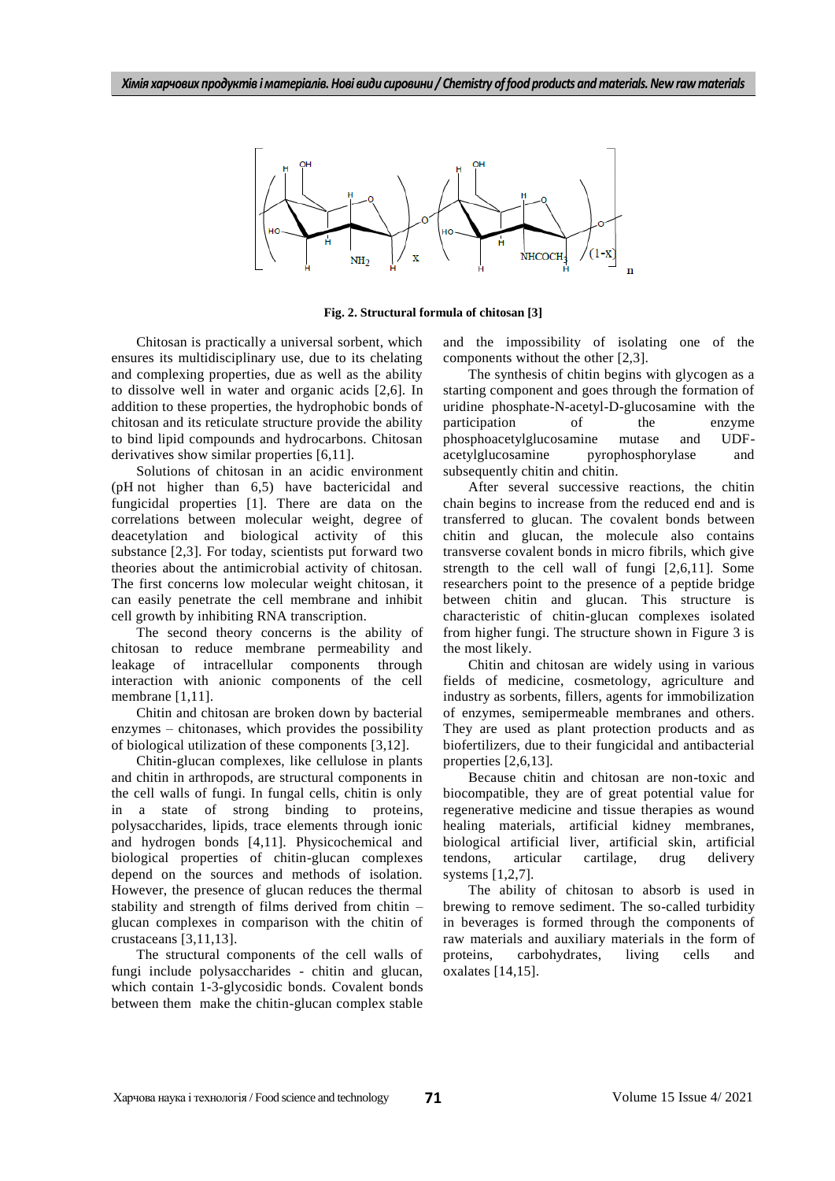**Fig. 2. Structural formula of chitosan [3]**

Chitosan is practically a universal sorbent, which ensures its multidisciplinary use, due to its chelating and complexing properties, due as well as the ability to dissolve well in water and organic acids [2,6]. In addition to these properties, the hydrophobic bonds of chitosan and its reticulate structure provide the ability to bind lipid compounds and hydrocarbons. Chitosan derivatives show similar properties [6,11].

Solutions of chitosan in an acidic environment (pH not higher than 6,5) have bactericidal and fungicidal properties [1]. There are data on the correlations between molecular weight, degree of deacetylation and biological activity of this substance [2,3]. For today, scientists put forward two theories about the antimicrobial activity of chitosan. The first concerns low molecular weight chitosan, it can easily penetrate the cell membrane and inhibit cell growth by inhibiting RNA transcription.

The second theory concerns is the ability of chitosan to reduce membrane permeability and leakage of intracellular components through interaction with anionic components of the cell membrane [1,11].

Chitin and chitosan are broken down by bacterial enzymes – chitonases, which provides the possibility of biological utilization of these components [3,12].

Chitin-glucan complexes, like cellulose in plants and chitin in arthropods, are structural components in the cell walls of fungi. In fungal cells, chitin is only in a state of strong binding to proteins, polysaccharides, lipids, trace elements through ionic and hydrogen bonds [4,11]. Physicochemical and biological properties of chitin-glucan complexes depend on the sources and methods of isolation. However, the presence of glucan reduces the thermal stability and strength of films derived from chitin – glucan complexes in comparison with the chitin of crustaceans [3,11,13].

The structural components of the cell walls of fungi include polysaccharides - chitin and glucan, which contain 1-3-glycosidic bonds. Covalent bonds between them make the chitin-glucan complex stable and the impossibility of isolating one of the components without the other [2,3].

The synthesis of chitin begins with glycogen as a starting component and goes through the formation of uridine phosphate-N-acetyl-D-glucosamine with the participation of the enzyme phosphoacetylglucosamine mutase and UDF-acetylglucosamine pyrophosphorylase and subsequently chitin and chitin.

After several successive reactions, the chitin chain begins to increase from the reduced end and is transferred to glucan. The covalent bonds between chitin and glucan, the molecule also contains transverse covalent bonds in micro fibrils, which give strength to the cell wall of fungi [2,6,11]. Some researchers point to the presence of a peptide bridge between chitin and glucan. This structure is characteristic of chitin-glucan complexes isolated from higher fungi. The structure shown in Figure 3 is the most likely.

Chitin and chitosan are widely using in various fields of medicine, cosmetology, agriculture and industry as sorbents, fillers, agents for immobilization of enzymes, semipermeable membranes and others. They are used as plant protection products and as biofertilizers, due to their fungicidal and antibacterial properties [2,6,13].

Because chitin and chitosan are non-toxic and biocompatible, they are of great potential value for regenerative medicine and tissue therapies as wound healing materials, artificial kidney membranes, biological artificial liver, artificial skin, artificial tendons, articular cartilage, drug delivery systems [1,2,7].

The ability of chitosan to absorb is used in brewing to remove sediment. The so-called turbidity in beverages is formed through the components of raw materials and auxiliary materials in the form of proteins, carbohydrates, living cells and oxalates [14,15].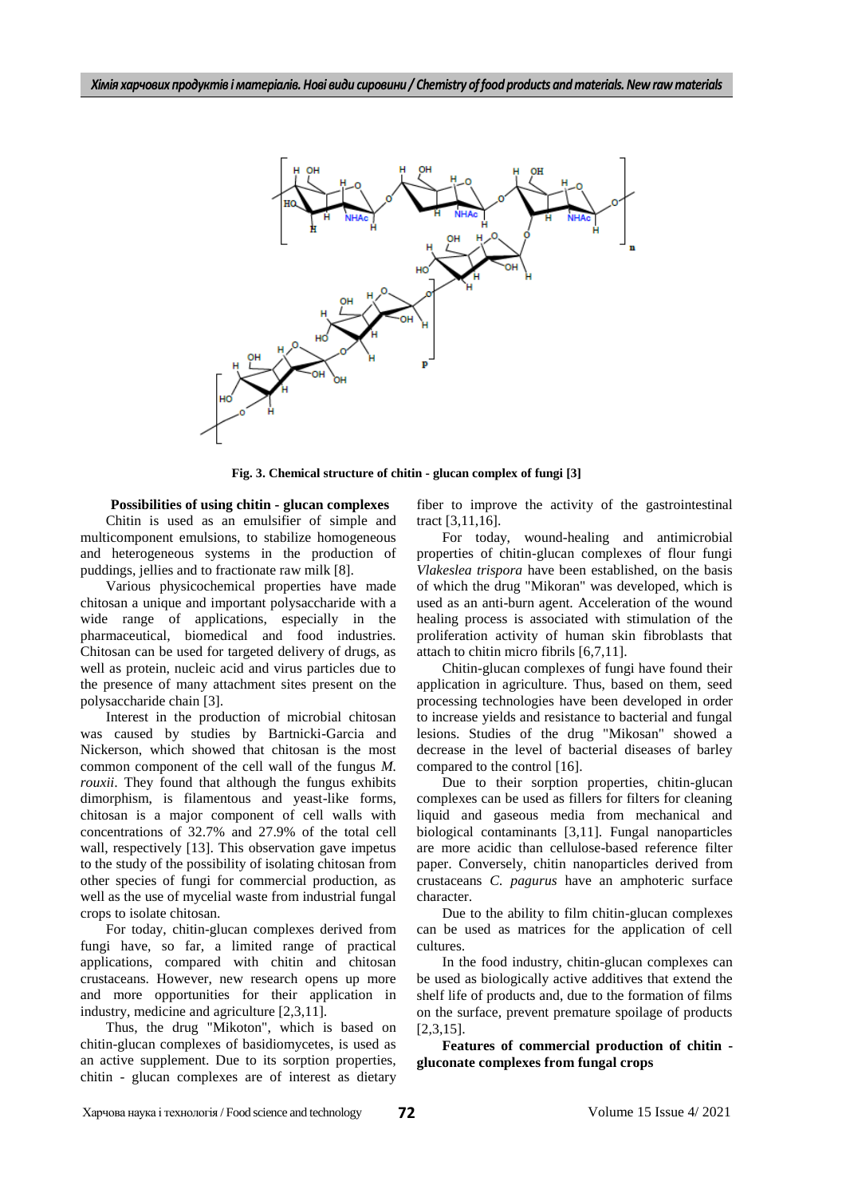Fig. 3. Chemical structure of chitin - glucan complex of fungi [3]

**Possibilities of using chitin - glucan complexes**

Chitin is used as an emulsifier of simple and multicomponent emulsions, to stabilize homogeneous and heterogeneous systems in the production of puddings, jellies and to fractionate raw milk [8].

Various physicochemical properties have made chitosan a unique and important polysaccharide with a wide range of applications, especially in the pharmaceutical, biomedical and food industries. Chitosan can be used for targeted delivery of drugs, as well as protein, nucleic acid and virus particles due to the presence of many attachment sites present on the polysaccharide chain [3].

Interest in the production of microbial chitosan was caused by studies by Bartnicki-Garcia and Nickerson, which showed that chitosan is the most common component of the cell wall of the fungus *M. rouxii*. They found that although the fungus exhibits dimorphism, is filamentous and yeast-like forms, chitosan is a major component of cell walls with concentrations of 32.7% and 27.9% of the total cell wall, respectively [13]. This observation gave impetus to the study of the possibility of isolating chitosan from other species of fungi for commercial production, as well as the use of mycelial waste from industrial fungal crops to isolate chitosan.

For today, chitin-glucan complexes derived from fungi have, so far, a limited range of practical applications, compared with chitin and chitosan crustaceans. However, new research opens up more and more opportunities for their application in industry, medicine and agriculture [2,3,11].

Thus, the drug "Mikoton", which is based on chitin-glucan complexes of basidiomycetes, is used as an active supplement. Due to its sorption properties, chitin - glucan complexes are of interest as dietary fiber to improve the activity of the gastrointestinal tract [3,11,16].

For today, wound-healing and antimicrobial properties of chitin-glucan complexes of flour fungi *Vlakeslea trispora* have been established, on the basis of which the drug "Mikoran" was developed, which is used as an anti-burn agent. Acceleration of the wound healing process is associated with stimulation of the proliferation activity of human skin fibroblasts that attach to chitin micro fibrils [6,7,11].

Chitin-glucan complexes of fungi have found their application in agriculture. Thus, based on them, seed processing technologies have been developed in order to increase yields and resistance to bacterial and fungal lesions. Studies of the drug "Mikosan" showed a decrease in the level of bacterial diseases of barley compared to the control [16].

Due to their sorption properties, chitin-glucan complexes can be used as fillers for filters for cleaning liquid and gaseous media from mechanical and biological contaminants [3,11]. Fungal nanoparticles are more acidic than cellulose-based reference filter paper. Conversely, chitin nanoparticles derived from crustaceans *C. pagurus* have an amphoteric surface character.

Due to the ability to film chitin-glucan complexes can be used as matrices for the application of cell cultures.

In the food industry, chitin-glucan complexes can be used as biologically active additives that extend the shelf life of products and, due to the formation of films on the surface, prevent premature spoilage of products [2,3,15].

**Features of commercial production of chitin - gluconate complexes from fungal crops**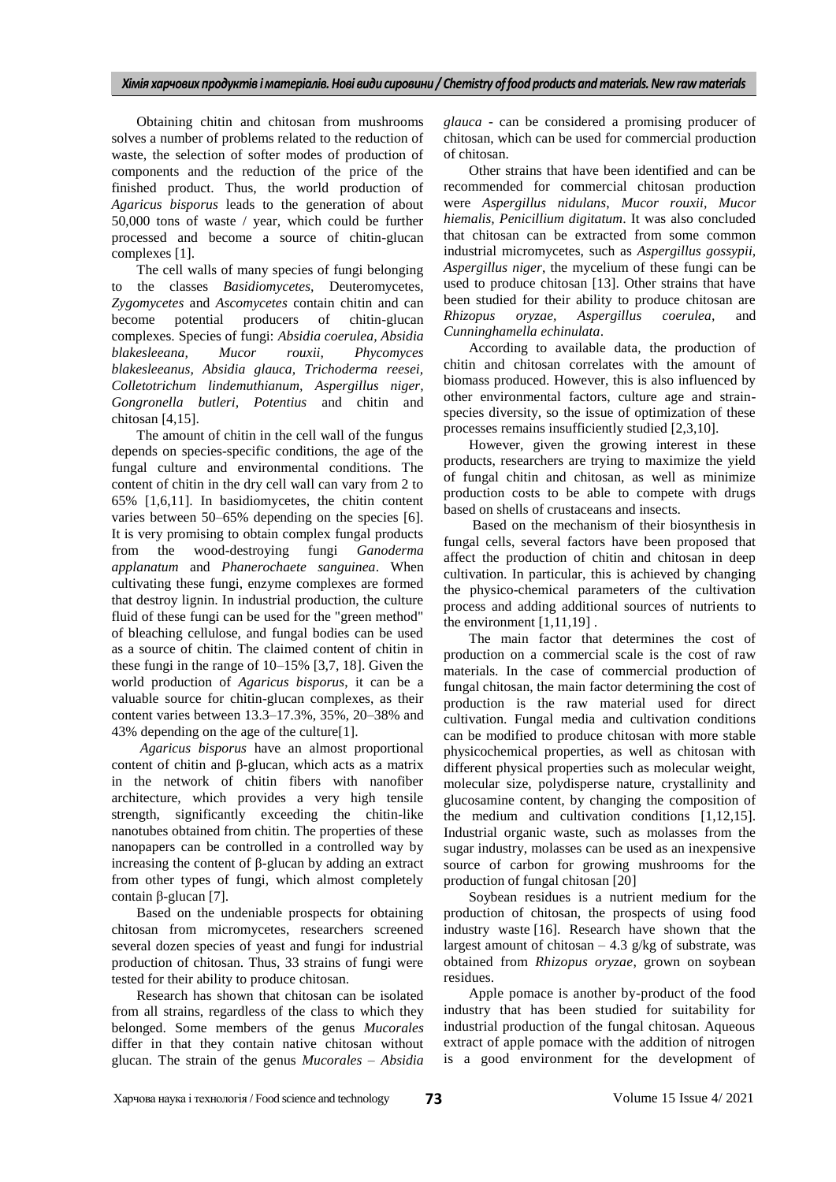Obtaining chitin and chitosan from mushrooms solves a number of problems related to the reduction of waste, the selection of softer modes of production of components and the reduction of the price of the finished product. Thus, the world production of *Agaricus bisporus* leads to the generation of about 50,000 tons of waste / year, which could be further processed and become a source of chitin-glucan complexes [1].

The cell walls of many species of fungi belonging to the classes *Basidiomycetes*, Deuteromycetes, *Zygomycetes* and *Ascomycetes* contain chitin and can become potential producers of chitin-glucan complexes. Species of fungi: *Absidia coerulea, Absidia blakesleeana, Mucor rouxii, Phycomyces blakesleeanus, Absidia glauca, Trichoderma reesei, Colletotrichum lindemuthianum, Aspergillus niger, Gongronella butleri, Potentius* and chitin and chitosan [4,15].

The amount of chitin in the cell wall of the fungus depends on species-specific conditions, the age of the fungal culture and environmental conditions. The content of chitin in the dry cell wall can vary from 2 to 65% [1,6,11]. In basidiomycetes, the chitin content varies between 50–65% depending on the species [6]. It is very promising to obtain complex fungal products from the wood-destroying fungi *Ganoderma applanatum* and *Phanerochaete sanguinea*. When cultivating these fungi, enzyme complexes are formed that destroy lignin. In industrial production, the culture fluid of these fungi can be used for the "green method" of bleaching cellulose, and fungal bodies can be used as a source of chitin. The claimed content of chitin in these fungi in the range of 10–15% [3,7, 18]. Given the world production of *Agaricus bisporus*, it can be a valuable source for chitin-glucan complexes, as their content varies between 13.3–17.3%, 35%, 20–38% and 43% depending on the age of the culture[1].

*Agaricus bisporus* have an almost proportional content of chitin and β-glucan, which acts as a matrix in the network of chitin fibers with nanofiber architecture, which provides a very high tensile strength, significantly exceeding the chitin-like nanotubes obtained from chitin. The properties of these nanopapers can be controlled in a controlled way by increasing the content of β-glucan by adding an extract from other types of fungi, which almost completely contain β-glucan [7].

Based on the undeniable prospects for obtaining chitosan from micromycetes, researchers screened several dozen species of yeast and fungi for industrial production of chitosan. Thus, 33 strains of fungi were tested for their ability to produce chitosan.

Research has shown that chitosan can be isolated from all strains, regardless of the class to which they belonged. Some members of the genus *Mucorales* differ in that they contain native chitosan without glucan. The strain of the genus *Mucorales* – *Absidia glauca* - can be considered a promising producer of chitosan, which can be used for commercial production of chitosan.

Other strains that have been identified and can be recommended for commercial chitosan production were *Aspergillus nidulans, Mucor rouxii, Mucor hiemalis, Penicillium digitatum*. It was also concluded that chitosan can be extracted from some common industrial micromycetes, such as *Aspergillus gossypii, Aspergillus niger*, the mycelium of these fungi can be used to produce chitosan [13]. Other strains that have been studied for their ability to produce chitosan are *Rhizopus oryzae, Aspergillus coerulea,* and *Cunninghamella echinulata*.

According to available data, the production of chitin and chitosan correlates with the amount of biomass produced. However, this is also influenced by other environmental factors, culture age and strain-species diversity, so the issue of optimization of these processes remains insufficiently studied [2,3,10].

However, given the growing interest in these products, researchers are trying to maximize the yield of fungal chitin and chitosan, as well as minimize production costs to be able to compete with drugs based on shells of crustaceans and insects.

Based on the mechanism of their biosynthesis in fungal cells, several factors have been proposed that affect the production of chitin and chitosan in deep cultivation. In particular, this is achieved by changing the physico-chemical parameters of the cultivation process and adding additional sources of nutrients to the environment [1,11,19] .

The main factor that determines the cost of production on a commercial scale is the cost of raw materials. In the case of commercial production of fungal chitosan, the main factor determining the cost of production is the raw material used for direct cultivation. Fungal media and cultivation conditions can be modified to produce chitosan with more stable physicochemical properties, as well as chitosan with different physical properties such as molecular weight, molecular size, polydisperse nature, crystallinity and glucosamine content, by changing the composition of the medium and cultivation conditions [1,12,15]. Industrial organic waste, such as molasses from the sugar industry, molasses can be used as an inexpensive source of carbon for growing mushrooms for the production of fungal chitosan [20]

Soybean residues is a nutrient medium for the production of chitosan, the prospects of using food industry waste [16]. Research have shown that the largest amount of chitosan – 4.3 g/kg of substrate, was obtained from *Rhizopus oryzae*, grown on soybean residues.

Apple pomace is another by-product of the food industry that has been studied for suitability for industrial production of the fungal chitosan. Aqueous extract of apple pomace with the addition of nitrogen is a good environment for the development of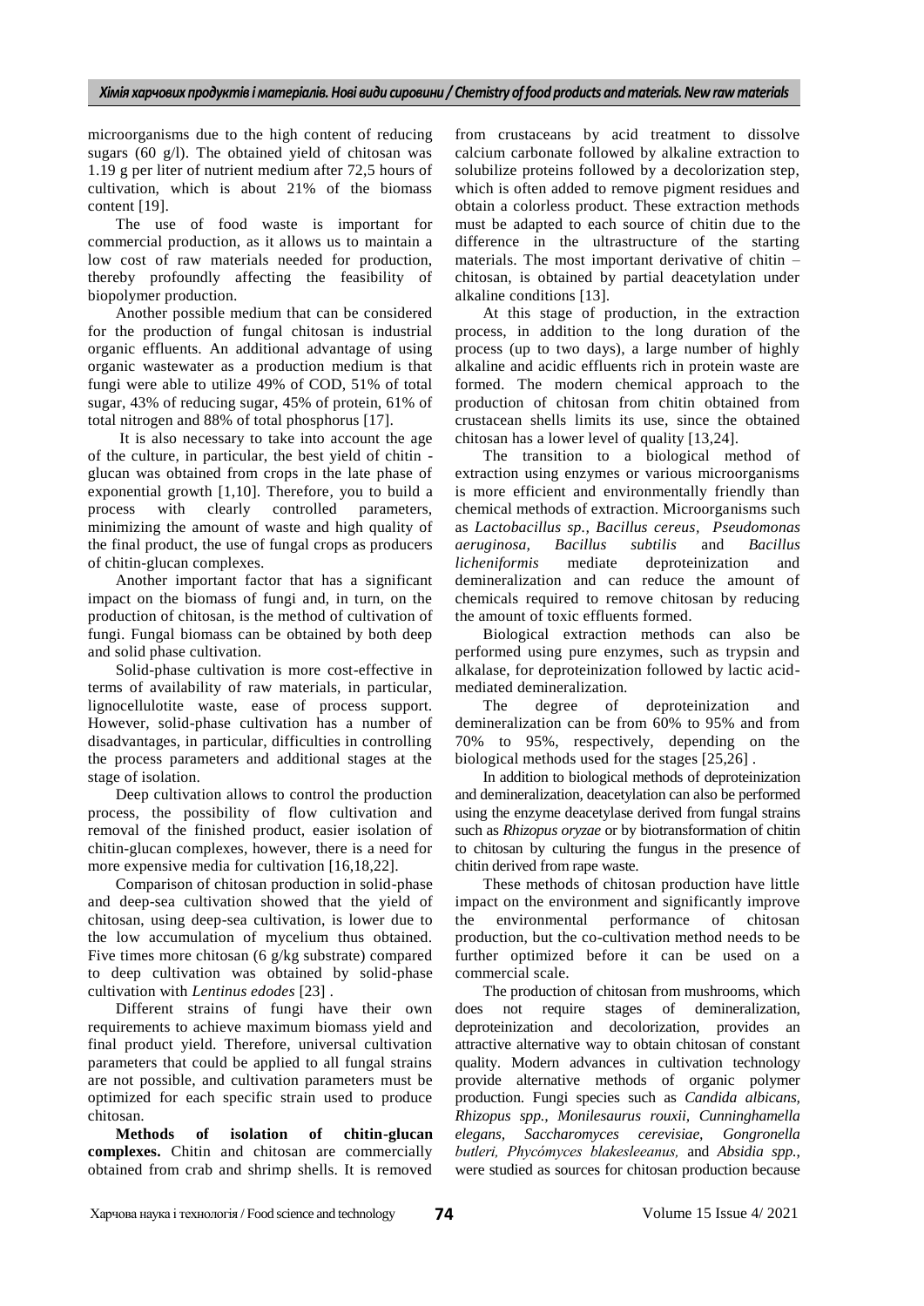microorganisms due to the high content of reducing sugars (60 g/l). The obtained yield of chitosan was 1.19 g per liter of nutrient medium after 72,5 hours of cultivation, which is about 21% of the biomass content [19].

The use of food waste is important for commercial production, as it allows us to maintain a low cost of raw materials needed for production, thereby profoundly affecting the feasibility of biopolymer production.

Another possible medium that can be considered for the production of fungal chitosan is industrial organic effluents. An additional advantage of using organic wastewater as a production medium is that fungi were able to utilize 49% of COD, 51% of total sugar, 43% of reducing sugar, 45% of protein, 61% of total nitrogen and 88% of total phosphorus [17].

It is also necessary to take into account the age of the culture, in particular, the best yield of chitin - glucan was obtained from crops in the late phase of exponential growth [1,10]. Therefore, you to build a process with clearly controlled parameters, minimizing the amount of waste and high quality of the final product, the use of fungal crops as producers of chitin-glucan complexes.

Another important factor that has a significant impact on the biomass of fungi and, in turn, on the production of chitosan, is the method of cultivation of fungi. Fungal biomass can be obtained by both deep and solid phase cultivation.

Solid-phase cultivation is more cost-effective in terms of availability of raw materials, in particular, lignocellulotite waste, ease of process support. However, solid-phase cultivation has a number of disadvantages, in particular, difficulties in controlling the process parameters and additional stages at the stage of isolation.

Deep cultivation allows to control the production process, the possibility of flow cultivation and removal of the finished product, easier isolation of chitin-glucan complexes, however, there is a need for more expensive media for cultivation [16,18,22].

Comparison of chitosan production in solid-phase and deep-sea cultivation showed that the yield of chitosan, using deep-sea cultivation, is lower due to the low accumulation of mycelium thus obtained. Five times more chitosan (6 g/kg substrate) compared to deep cultivation was obtained by solid-phase cultivation with *Lentinus edodes* [23] .

Different strains of fungi have their own requirements to achieve maximum biomass yield and final product yield. Therefore, universal cultivation parameters that could be applied to all fungal strains are not possible, and cultivation parameters must be optimized for each specific strain used to produce chitosan.

**Methods of isolation of chitin-glucan complexes.** Chitin and chitosan are commercially obtained from crab and shrimp shells. It is removed from crustaceans by acid treatment to dissolve calcium carbonate followed by alkaline extraction to solubilize proteins followed by a decolorization step, which is often added to remove pigment residues and obtain a colorless product. These extraction methods must be adapted to each source of chitin due to the difference in the ultrastructure of the starting materials. The most important derivative of chitin – chitosan, is obtained by partial deacetylation under alkaline conditions [13].

At this stage of production, in the extraction process, in addition to the long duration of the process (up to two days), a large number of highly alkaline and acidic effluents rich in protein waste are formed. The modern chemical approach to the production of chitosan from chitin obtained from crustacean shells limits its use, since the obtained chitosan has a lower level of quality [13,24].

The transition to a biological method of extraction using enzymes or various microorganisms is more efficient and environmentally friendly than chemical methods of extraction. Microorganisms such as *Lactobacillus sp., Bacillus cereus, Pseudomonas aeruginosa, Bacillus subtilis* and *Bacillus licheniformis* mediate deproteinization and demineralization and can reduce the amount of chemicals required to remove chitosan by reducing the amount of toxic effluents formed.

Biological extraction methods can also be performed using pure enzymes, such as trypsin and alkalase, for deproteinization followed by lactic acid-mediated demineralization.

The degree of deproteinization and demineralization can be from 60% to 95% and from 70% to 95%, respectively, depending on the biological methods used for the stages [25,26] .

In addition to biological methods of deproteinization and demineralization, deacetylation can also be performed using the enzyme deacetylase derived from fungal strains such as *Rhizopus oryzae* or by biotransformation of chitin to chitosan by culturing the fungus in the presence of chitin derived from rape waste.

These methods of chitosan production have little impact on the environment and significantly improve the environmental performance of chitosan production, but the co-cultivation method needs to be further optimized before it can be used on a commercial scale.

The production of chitosan from mushrooms, which does not require stages of demineralization, deproteinization and decolorization, provides an attractive alternative way to obtain chitosan of constant quality. Modern advances in cultivation technology provide alternative methods of organic polymer production. Fungi species such as *Candida albicans, Rhizopus spp., Monilesaurus rouxii, Cunninghamella elegans, Saccharomyces cerevisiae, Gongronella butleri, Phycómyces blakesleeanus,* and *Absidia spp.*, were studied as sources for chitosan production because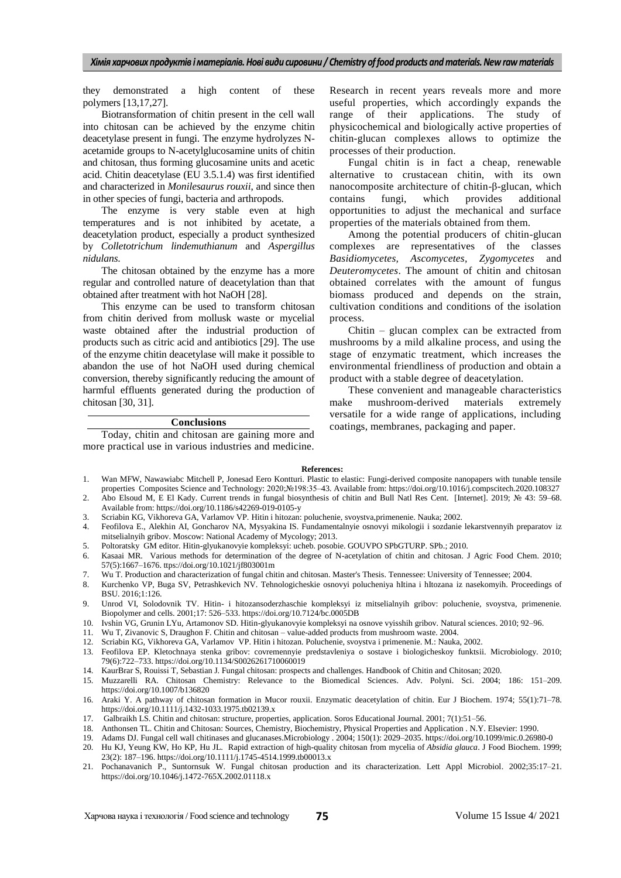they demonstrated a high content of these polymers [13,17,27].

Biotransformation of chitin present in the cell wall into chitosan can be achieved by the enzyme chitin deacetylase present in fungi. The enzyme hydrolyzes N-acetamide groups to N-acetylglucosamine units of chitin and chitosan, thus forming glucosamine units and acetic acid. Chitin deacetylase (EU 3.5.1.4) was first identified and characterized in *Monilesaurus rouxii*, and since then in other species of fungi, bacteria and arthropods.

The enzyme is very stable even at high temperatures and is not inhibited by acetate, a deacetylation product, especially a product synthesized by *Colletotrichum lindemuthianum* and *Aspergillus nidulans.*

The chitosan obtained by the enzyme has a more regular and controlled nature of deacetylation than that obtained after treatment with hot NaOH [28].

This enzyme can be used to transform chitosan from chitin derived from mollusk waste or mycelial waste obtained after the industrial production of products such as citric acid and antibiotics [29]. The use of the enzyme chitin deacetylase will make it possible to abandon the use of hot NaOH used during chemical conversion, thereby significantly reducing the amount of harmful effluents generated during the production of chitosan [30, 31].

## Conclusions

Today, chitin and chitosan are gaining more and more practical use in various industries and medicine. Research in recent years reveals more and more useful properties, which accordingly expands the range of their applications. The study of physicochemical and biologically active properties of chitin-glucan complexes allows to optimize the processes of their production.

Fungal chitin is in fact a cheap, renewable alternative to crustacean chitin, with its own nanocomposite architecture of chitin-β-glucan, which contains fungi, which provides additional opportunities to adjust the mechanical and surface properties of the materials obtained from them.

Among the potential producers of chitin-glucan complexes are representatives of the classes *Basidiomycetes, Ascomycetes, Zygomycetes* and *Deuteromycetes*. The amount of chitin and chitosan obtained correlates with the amount of fungus biomass produced and depends on the strain, cultivation conditions and conditions of the isolation process.

Chitin – glucan complex can be extracted from mushrooms by a mild alkaline process, and using the stage of enzymatic treatment, which increases the environmental friendliness of production and obtain a product with a stable degree of deacetylation.

These convenient and manageable characteristics make mushroom-derived materials extremely versatile for a wide range of applications, including coatings, membranes, packaging and paper.

### References:

1. Wan MFW, Nawawiabc Mitchell P, Jonesad Eero Kontturi. Plastic to elastic: Fungi-derived composite nanopapers with tunable tensile properties Composites Science and Technology: 2020;№198:35–43. Available from: https://doi.org/10.1016/j.compscitech.2020.108327
2. Abo Elsoud M, E El Kady. Current trends in fungal biosynthesis of chitin and Bull Natl Res Cent. [Internet]. 2019; № 43: 59–68. Available from: https://doi.org/10.1186/s42269-019-0105-y
3. Scriabin KG, Vikhoreva GA, Varlamov VP. Hitin i hitozan: poluchenie, svoystva,primenenie. Nauka; 2002.
4. Feofilova E., Alekhin AI, Goncharov NA, Mysyakina IS. Fundamentalnyie osnovyi mikologii i sozdanie lekarstvennyih preparatov iz mitselialnyih gribov. Moscow: National Academy of Mycology; 2013.
5. Poltoratsky GM editor. Hitin-glyukanovyie kompleksyi: ucheb. posobie. GOUVPO SPbGTURP. SPb.; 2010.
6. Kasaai MR. Various methods for determination of the degree of N-acetylation of chitin and chitosan. J Agric Food Chem. 2010; 57(5):1667–1676. ttps://doi.org/10.1021/jf803001m
7. Wu T. Production and characterization of fungal chitin and chitosan. Master's Thesis. Tennessee: University of Tennessee; 2004.
8. Kurchenko VP, Buga SV, Petrashkevich NV. Tehnologicheskie osnovyi polucheniya hItina i hItozana iz nasekomyih. Proceedings of BSU. 2016;1:126.
9. Unrod VI, Solodovnik TV. Hitin- i hitozansoderzhaschie kompleksyi iz mitselialnyih gribov: poluchenie, svoystva, primenenie. Biopolymer and cells. 2001;17: 526–533. https://doi.org/10.7124/bc.0005DB
10. Ivshin VG, Grunin LYu, Artamonov SD. Hitin-glyukanovyie kompleksyi na osnove vyisshih gribov. Natural sciences. 2010; 92–96.
11. Wu T, Zivanovic S, Draughon F. Chitin and chitosan – value-added products from mushroom waste. 2004.
12. Scriabin KG, Vikhoreva GA, Varlamov VP. Hitin i hitozan. Poluchenie, svoystva i primenenie. M.: Nauka, 2002.
13. Feofilova EP. Kletochnaya stenka gribov: covremennyie predstavleniya o sostave i biologicheskoy funktsii. Microbiology. 2010; 79(6):722–733. https://doi.org/10.1134/S0026261710060019
14. KaurBrar S, Rouissi T, Sebastian J. Fungal chitosan: prospects and challenges. Handbook of Chitin and Chitosan; 2020.
15. Muzzarelli RA. Chitosan Chemistry: Relevance to the Biomedical Sciences. Adv. Polyni. Sci. 2004; 186: 151–209. https://doi.org/10.1007/b136820
16. Araki Y. A pathway of chitosan formation in Mucor rouxii. Enzymatic deacetylation of chitin. Eur J Biochem. 1974; 55(1):71–78. https://doi.org/10.1111/j.1432-1033.1975.tb02139.x
17. Galbraikh LS. Chitin and chitosan: structure, properties, application. Soros Educational Journal. 2001; 7(1):51–56.
18. Anthonsen TL. Chitin and Chitosan: Sources, Chemistry, Biochemistry, Physical Properties and Application . N.Y. Elsevier: 1990.
19. Adams DJ. Fungal cell wall chitinases and glucanases.Microbiology . 2004; 150(1): 2029–2035. https://doi.org/10.1099/mic.0.26980-0
20. Hu KJ, Yeung KW, Ho KP, Hu JL. Rapid extraction of high-quality chitosan from mycelia of *Absidia glauca*. J Food Biochem. 1999; 23(2): 187–196. https://doi.org/10.1111/j.1745-4514.1999.tb00013.x
21. Pochanavanich P., Suntornsuk W. Fungal chitosan production and its characterization. Lett Appl Microbiol. 2002;35:17–21. https://doi.org/10.1046/j.1472-765X.2002.01118.x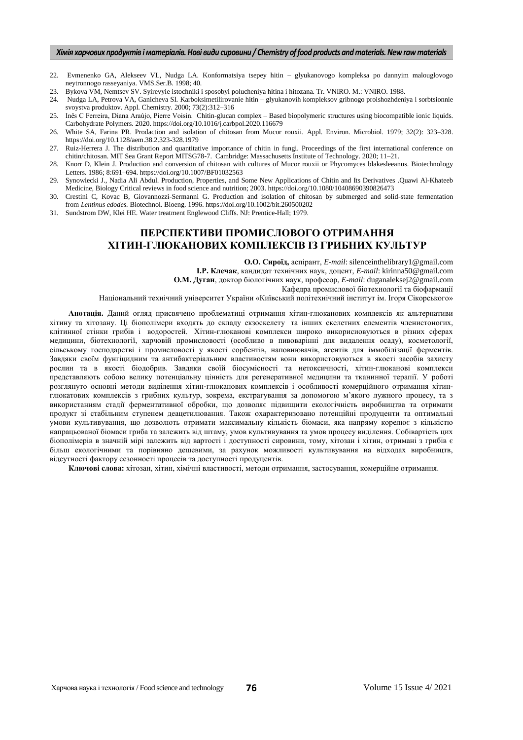22. Evmenenko GA, Alekseev VL, Nudga LA. Konformatsiya tsepey hitin – glyukanovogo kompleksa po dannyim malouglovogo neytronnogo rasseyaniya. VMS.Ser.B. 1998; 40.
23. Bykova VM, Nemtsev SV. Syirevyie istochniki i sposobyi polucheniya hitina i hitozana. Tr. VNIRO. M.: VNIRO. 1988.
24. Nudga LA, Petrova VA, Ganicheva SI. Karboksimetilirovanie hitin – glyukanovih kompleksov gribnogo proishozhdeniya i sorbtsionnie svoystva produktov. Appl. Chemistry. 2000; 73(2):312–316
25. Inês C Ferreira, Diana Araújo, Pierre Voisin. Chitin-glucan complex – Based biopolymeric structures using biocompatible ionic liquids. Carbohydrate Polymers. 2020. https://doi.org/10.1016/j.carbpol.2020.116679
26. White SA, Farina PR. Prodaction and isolation of chitosan from Mucor rouxii. Appl. Environ. Microbiol. 1979; 32(2): 323–328. https://doi.org/10.1128/aem.38.2.323-328.1979
27. Ruiz-Herrera J. The distribution and quantitative importance of chitin in fungi. Proceedings of the first international conference on chitin/chitosan. MIT Sea Grant Report MITSG78-7. Cambridge: Massachusetts Institute of Technology. 2020; 11–21.
28. Knorr D, Klein J. Production and conversion of chitosan with cultures of Mucor rouxii or Phycomyces blakesleeanus. Biotechnology Letters. 1986; 8:691–694. https://doi.org/10.1007/BF01032563
29. Synowiecki J., Nadia Ali Abdul. Production, Properties, and Some New Applications of Chitin and Its Derivatives .Quawi Al-Khateeb Medicine, Biology Critical reviews in food science and nutrition; 2003. https://doi.org/10.1080/10408690390826473
30. Crestini C, Kovac B, Giovannozzi-Sermanni G. Production and isolation of chitosan by submerged and solid-state fermentation from *Lentinus edodes.* Biotechnol. Bioeng. 1996. https://doi.org/10.1002/bit.260500202
31. Sundstrom DW, Klei HE. Water treatment Englewood Cliffs. NJ: Prentice-Hall; 1979.

# ПЕРСПЕКТИВИ ПРОМИСЛОВОГО ОТРИМАННЯ ХІТИН-ГЛЮКАНОВИХ КОМПЛЕКСІВ ІЗ ГРИБНИХ КУЛЬТУР

**О.О. Сироїд,** аспірант, *E-mail*: silenceinthelibrary1@gmail.com
**І.Р. Клечак**, кандидат технічних наук, доцент, *E-mail*: kirinna50@gmail.com
**О.М. Дуган**, доктор біологічних наук, професор, *E-mail*: duganaleksej2@gmail.com
Кафедра промислової біотехнології та біофармації
Національний технічний університет України «Київський політехнічний інститут ім. Ігоря Сікорського»

**Анотація.** Даний огляд присвячено проблематиці отримання хітин-глюканових комплексів як альтернативи хітину та хітозану. Ці біополімери входять до складу екзоскелету та інших скелетних елементів членистоногих, клітинної стінки грибів і водоростей. Хітин-глюканові комплекси широко викорисиовуються в різних сферах медицини, біотехнології, харчовій промисловості (особливо в пивоварінні для видалення осаду), косметології, сільському господарстві і промисловості у якості сорбентів, наповнювачів, агентів для іммобілізації ферментів. Завдяки своїм фунгіцидним та антибактеріальним властивостям вони використовуються в якості засобів захисту рослин та в якості біодобрив. Завдяки своїй біосумісності та нетоксичності, хітин-глюканові комплекси представляють собою велику потенціальну цінність для регенеративної медицини та тканинної терапії. У роботі розглянуто основні методи виділення хітин-глюканових комплексів і особливості комерційного отримання хітин-глюкатових комплексів з грибних культур, зокрема, екстрагування за допомогою м'якого лужного процесу, та з використанням стадії ферментативної обробки, що дозволяє підвищити екологічність виробництва та отримати продукт зі стабільним ступенем деацетилювання. Також охарактеризовано потенційні продуценти та оптимальні умови культивування, що дозволють отримати максимальну кількість біомаси, яка напряму корелює з кількістю напрацьованої біомаси гриба та залежить від штаму, умов культивування та умов процесу виділення. Собівартість цих біополімерів в значній мірі залежить від вартості і доступності сировини, тому, хітозан і хітин, отримані з грибів є більш екологічними та порівняно дешевими, за рахунок можливості культивування на відходах виробництв, відсутності фактору сезонності процесів та доступності продуцентів.

**Ключові слова:** хітозан, хітин, хімічні властивості, методи отримання, застосування, комерційне отримання.